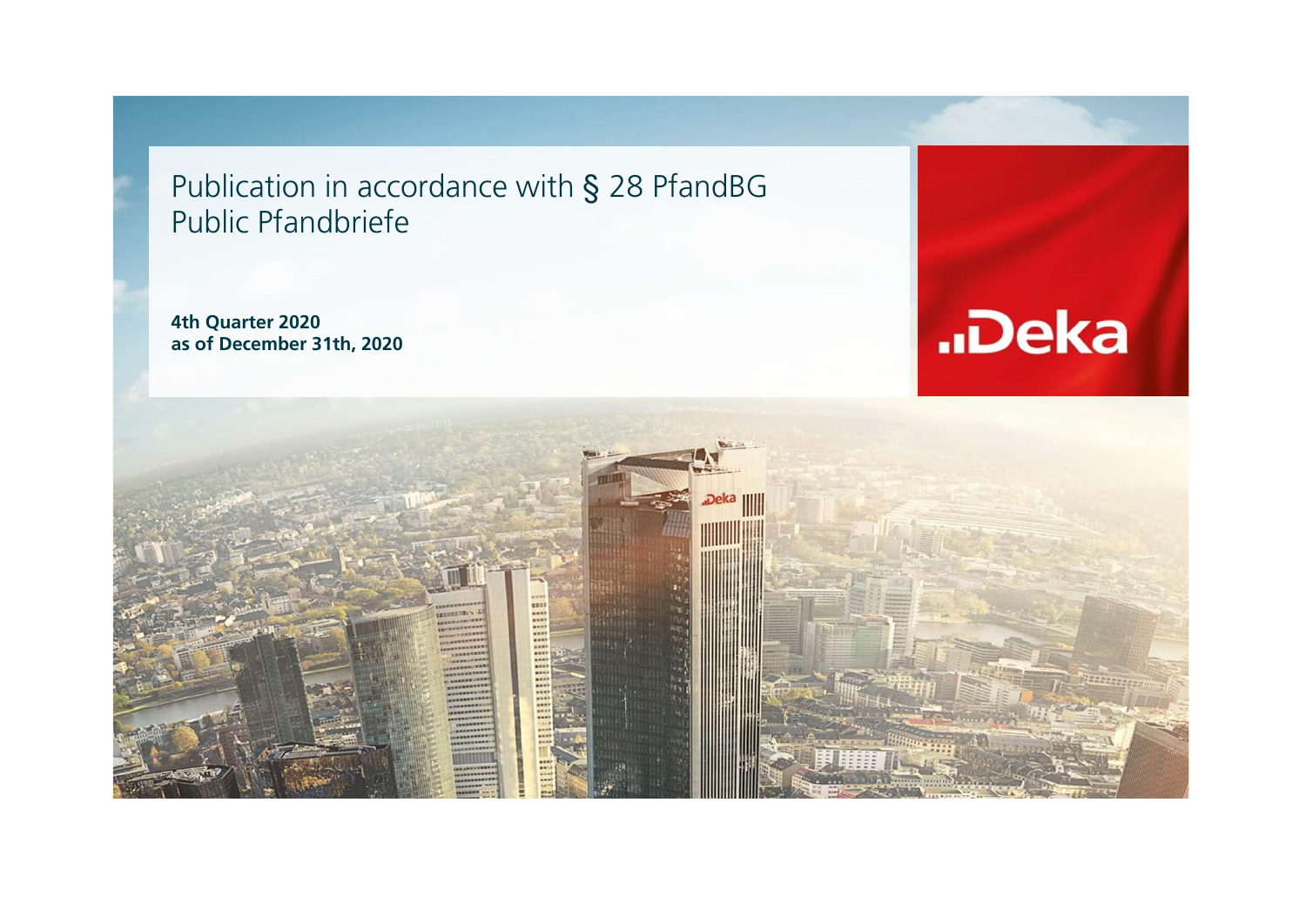# Publication in accordance with § 28 PfandBG
# Public Pfandbriefe

**4th Quarter 2020**
**as of December 31th, 2020**

.Deka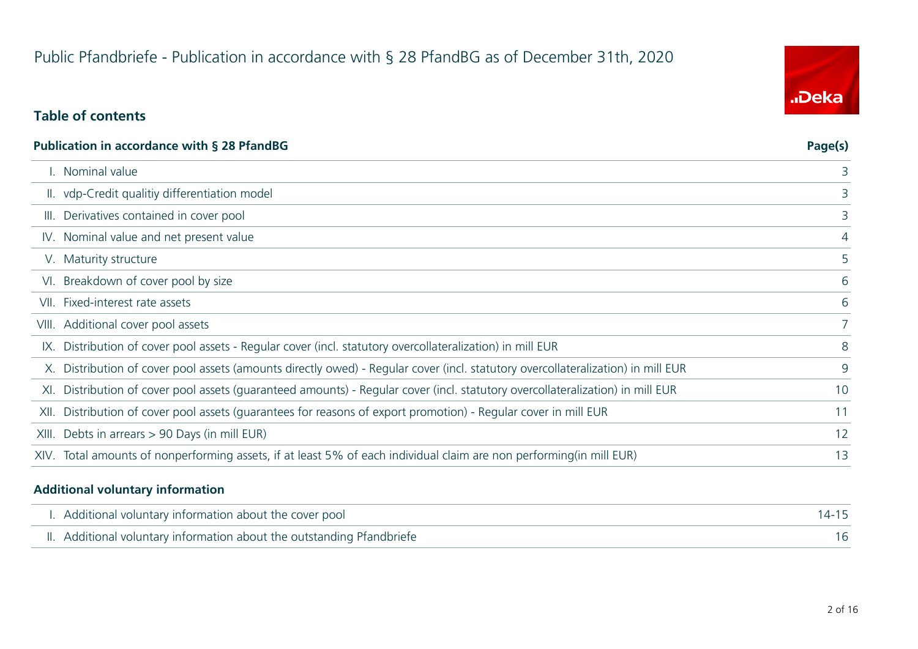# Public Pfandbriefe - Publication in accordance with § 28 PfandBG as of December 31th, 2020

## Table of contents

| Publication in accordance with § 28 PfandBG | | Page(s) |
|---|---|---|
| I. | Nominal value | 3 |
| II. | vdp-Credit qualitiy differentiation model | 3 |
| III. | Derivatives contained in cover pool | 3 |
| IV. | Nominal value and net present value | 4 |
| V. | Maturity structure | 5 |
| VI. | Breakdown of cover pool by size | 6 |
| VII. | Fixed-interest rate assets | 6 |
| VIII. | Additional cover pool assets | 7 |
| IX. | Distribution of cover pool assets - Regular cover (incl. statutory overcollateralization) in mill EUR | 8 |
| X. | Distribution of cover pool assets (amounts directly owed) - Regular cover (incl. statutory overcollateralization) in mill EUR | 9 |
| XI. | Distribution of cover pool assets (guaranteed amounts) - Regular cover (incl. statutory overcollateralization) in mill EUR | 10 |
| XII. | Distribution of cover pool assets (guarantees for reasons of export promotion) - Regular cover in mill EUR | 11 |
| XIII. | Debts in arrears > 90 Days (in mill EUR) | 12 |
| XIV. | Total amounts of nonperforming assets, if at least 5% of each individual claim are non performing(in mill EUR) | 13 |

| Additional voluntary information | | |
|---|---|---|
| I. | Additional voluntary information about the cover pool | 14-15 |
| II. | Additional voluntary information about the outstanding Pfandbriefe | 16 |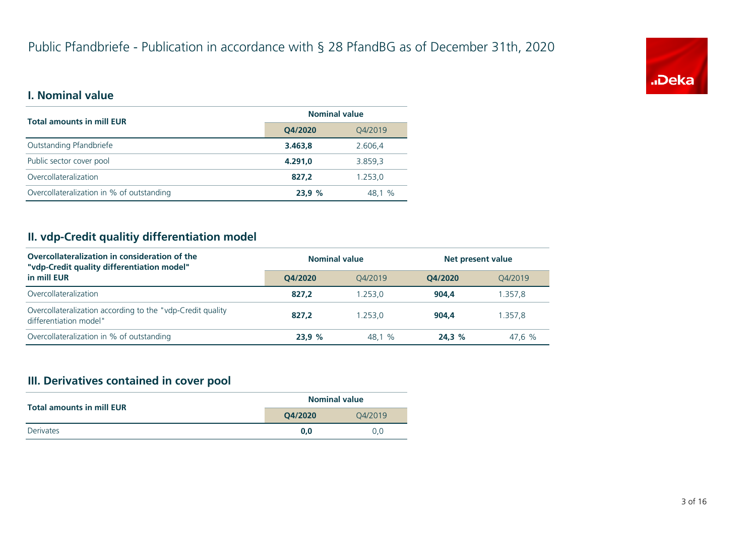# Public Pfandbriefe - Publication in accordance with § 28 PfandBG as of December 31th, 2020

## I. Nominal value

| Total amounts in mill EUR | Nominal value | |
|---|---|---|
| | **Q4/2020** | Q4/2019 |
| Outstanding Pfandbriefe | **3.463,8** | 2.606,4 |
| Public sector cover pool | **4.291,0** | 3.859,3 |
| Overcollateralization | **827,2** | 1.253,0 |
| Overcollateralization in % of outstanding | **23,9 %** | 48,1 % |

## II. vdp-Credit qualitiy differentiation model

| Overcollateralization in consideration of the "vdp-Credit quality differentiation model" in mill EUR | Nominal value | | Net present value | |
|---|---|---|---|---|
| | **Q4/2020** | Q4/2019 | **Q4/2020** | Q4/2019 |
| Overcollateralization | **827,2** | 1.253,0 | **904,4** | 1.357,8 |
| Overcollateralization according to the "vdp-Credit quality differentiation model" | **827,2** | 1.253,0 | **904,4** | 1.357,8 |
| Overcollateralization in % of outstanding | **23,9 %** | 48,1 % | **24,3 %** | 47,6 % |

## III. Derivatives contained in cover pool

| Total amounts in mill EUR | Nominal value | |
|---|---|---|
| | **Q4/2020** | Q4/2019 |
| Derivates | **0,0** | 0,0 |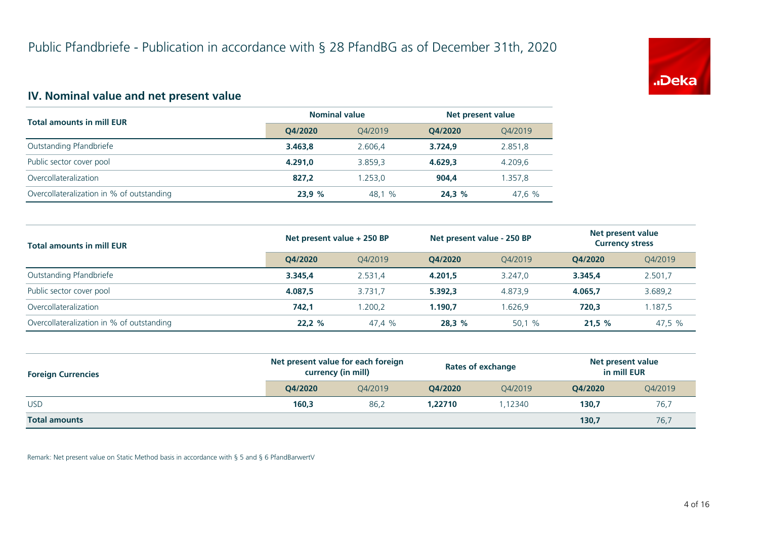# Public Pfandbriefe - Publication in accordance with § 28 PfandBG as of December 31th, 2020

## IV. Nominal value and net present value

| Total amounts in mill EUR | Nominal value | | Net present value | |
|---|---|---|---|---|
| | **Q4/2020** | Q4/2019 | **Q4/2020** | Q4/2019 |
| Outstanding Pfandbriefe | **3.463,8** | 2.606,4 | **3.724,9** | 2.851,8 |
| Public sector cover pool | **4.291,0** | 3.859,3 | **4.629,3** | 4.209,6 |
| Overcollateralization | **827,2** | 1.253,0 | **904,4** | 1.357,8 |
| Overcollateralization in % of outstanding | **23,9 %** | 48,1 % | **24,3 %** | 47,6 % |

| Total amounts in mill EUR | Net present value + 250 BP | | Net present value - 250 BP | | Net present value Currency stress | |
|---|---|---|---|---|---|---|
| | **Q4/2020** | Q4/2019 | **Q4/2020** | Q4/2019 | **Q4/2020** | Q4/2019 |
| Outstanding Pfandbriefe | **3.345,4** | 2.531,4 | **4.201,5** | 3.247,0 | **3.345,4** | 2.501,7 |
| Public sector cover pool | **4.087,5** | 3.731,7 | **5.392,3** | 4.873,9 | **4.065,7** | 3.689,2 |
| Overcollateralization | **742,1** | 1.200,2 | **1.190,7** | 1.626,9 | **720,3** | 1.187,5 |
| Overcollateralization in % of outstanding | **22,2 %** | 47,4 % | **28,3 %** | 50,1 % | **21,5 %** | 47,5 % |

| Foreign Currencies | Net present value for each foreign currency (in mill) | | Rates of exchange | | Net present value in mill EUR | |
|---|---|---|---|---|---|---|
| | **Q4/2020** | Q4/2019 | **Q4/2020** | Q4/2019 | **Q4/2020** | Q4/2019 |
| USD | **160,3** | 86,2 | **1,22710** | 1,12340 | **130,7** | 76,7 |
| **Total amounts** | | | | | **130,7** | 76,7 |

Remark: Net present value on Static Method basis in accordance with § 5 and § 6 PfandBarwertV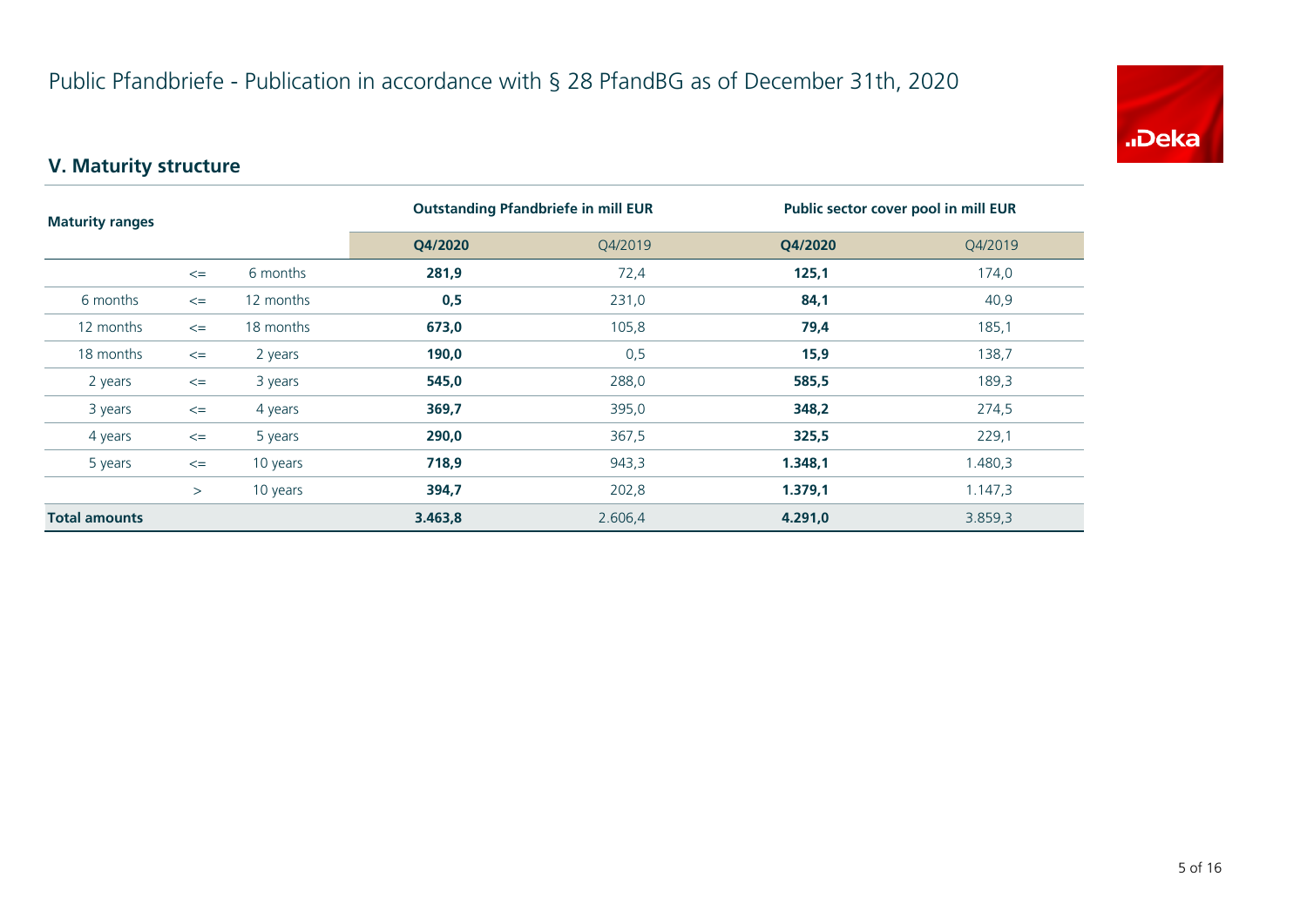# Public Pfandbriefe - Publication in accordance with § 28 PfandBG as of December 31th, 2020

## V. Maturity structure

| Maturity ranges | | | Outstanding Pfandbriefe in mill EUR | | Public sector cover pool in mill EUR | |
|---|---|---|---|---|---|---|
| | | | **Q4/2020** | Q4/2019 | **Q4/2020** | Q4/2019 |
| | <= | 6 months | **281,9** | 72,4 | **125,1** | 174,0 |
| 6 months | <= | 12 months | **0,5** | 231,0 | **84,1** | 40,9 |
| 12 months | <= | 18 months | **673,0** | 105,8 | **79,4** | 185,1 |
| 18 months | <= | 2 years | **190,0** | 0,5 | **15,9** | 138,7 |
| 2 years | <= | 3 years | **545,0** | 288,0 | **585,5** | 189,3 |
| 3 years | <= | 4 years | **369,7** | 395,0 | **348,2** | 274,5 |
| 4 years | <= | 5 years | **290,0** | 367,5 | **325,5** | 229,1 |
| 5 years | <= | 10 years | **718,9** | 943,3 | **1.348,1** | 1.480,3 |
| | > | 10 years | **394,7** | 202,8 | **1.379,1** | 1.147,3 |
| **Total amounts** | | | **3.463,8** | 2.606,4 | **4.291,0** | 3.859,3 |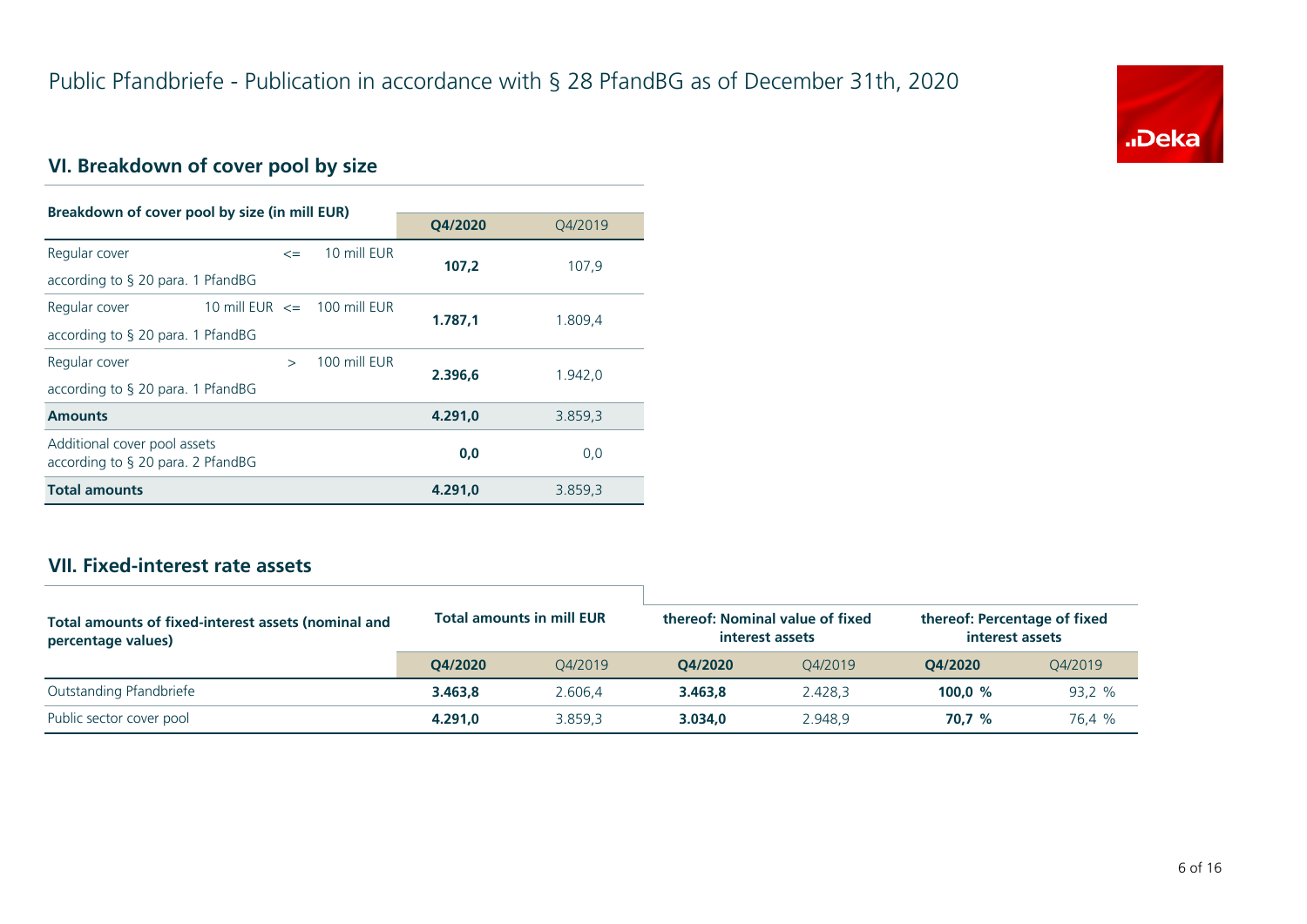# Public Pfandbriefe - Publication in accordance with § 28 PfandBG as of December 31th, 2020

## VI. Breakdown of cover pool by size

| Breakdown of cover pool by size (in mill EUR) | Q4/2020 | Q4/2019 |
|---|---|---|
| Regular cover <= 10 mill EUR according to § 20 para. 1 PfandBG | **107,2** | 107,9 |
| Regular cover 10 mill EUR <= 100 mill EUR according to § 20 para. 1 PfandBG | **1.787,1** | 1.809,4 |
| Regular cover > 100 mill EUR according to § 20 para. 1 PfandBG | **2.396,6** | 1.942,0 |
| **Amounts** | **4.291,0** | 3.859,3 |
| Additional cover pool assets according to § 20 para. 2 PfandBG | **0,0** | 0,0 |
| **Total amounts** | **4.291,0** | 3.859,3 |

## VII. Fixed-interest rate assets

| Total amounts of fixed-interest assets (nominal and percentage values) | Total amounts in mill EUR | | thereof: Nominal value of fixed interest assets | | thereof: Percentage of fixed interest assets | |
|---|---|---|---|---|---|---|
| | Q4/2020 | Q4/2019 | Q4/2020 | Q4/2019 | Q4/2020 | Q4/2019 |
| Outstanding Pfandbriefe | **3.463,8** | 2.606,4 | **3.463,8** | 2.428,3 | **100,0 %** | 93,2 % |
| Public sector cover pool | **4.291,0** | 3.859,3 | **3.034,0** | 2.948,9 | **70,7 %** | 76,4 % |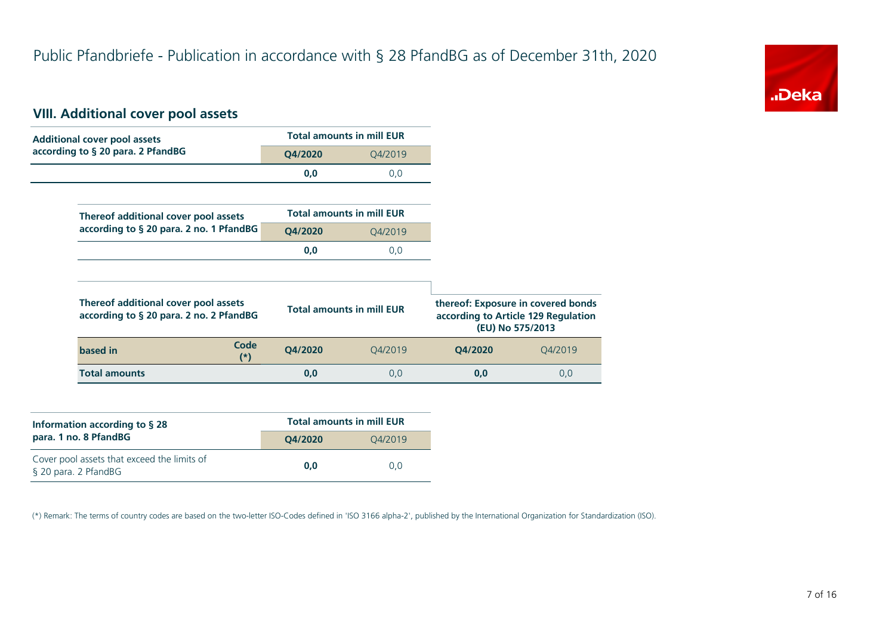# Public Pfandbriefe - Publication in accordance with § 28 PfandBG as of December 31th, 2020

## VIII. Additional cover pool assets

| Additional cover pool assets according to § 20 para. 2 PfandBG | Total amounts in mill EUR | |
|---|---|---|
| | **Q4/2020** | Q4/2019 |
| | **0,0** | 0,0 |

| Thereof additional cover pool assets according to § 20 para. 2 no. 1 PfandBG | Total amounts in mill EUR | |
|---|---|---|
| | **Q4/2020** | Q4/2019 |
| | **0,0** | 0,0 |

| Thereof additional cover pool assets according to § 20 para. 2 no. 2 PfandBG | | Total amounts in mill EUR | | thereof: Exposure in covered bonds according to Article 129 Regulation (EU) No 575/2013 | |
|---|---|---|---|---|---|
| **based in** | **Code (*)** | **Q4/2020** | Q4/2019 | **Q4/2020** | Q4/2019 |
| **Total amounts** | | **0,0** | 0,0 | **0,0** | 0,0 |

| Information according to § 28 para. 1 no. 8 PfandBG | Total amounts in mill EUR | |
|---|---|---|
| | **Q4/2020** | Q4/2019 |
| Cover pool assets that exceed the limits of § 20 para. 2 PfandBG | **0,0** | 0,0 |

(*) Remark: The terms of country codes are based on the two-letter ISO-Codes defined in 'ISO 3166 alpha-2', published by the International Organization for Standardization (ISO).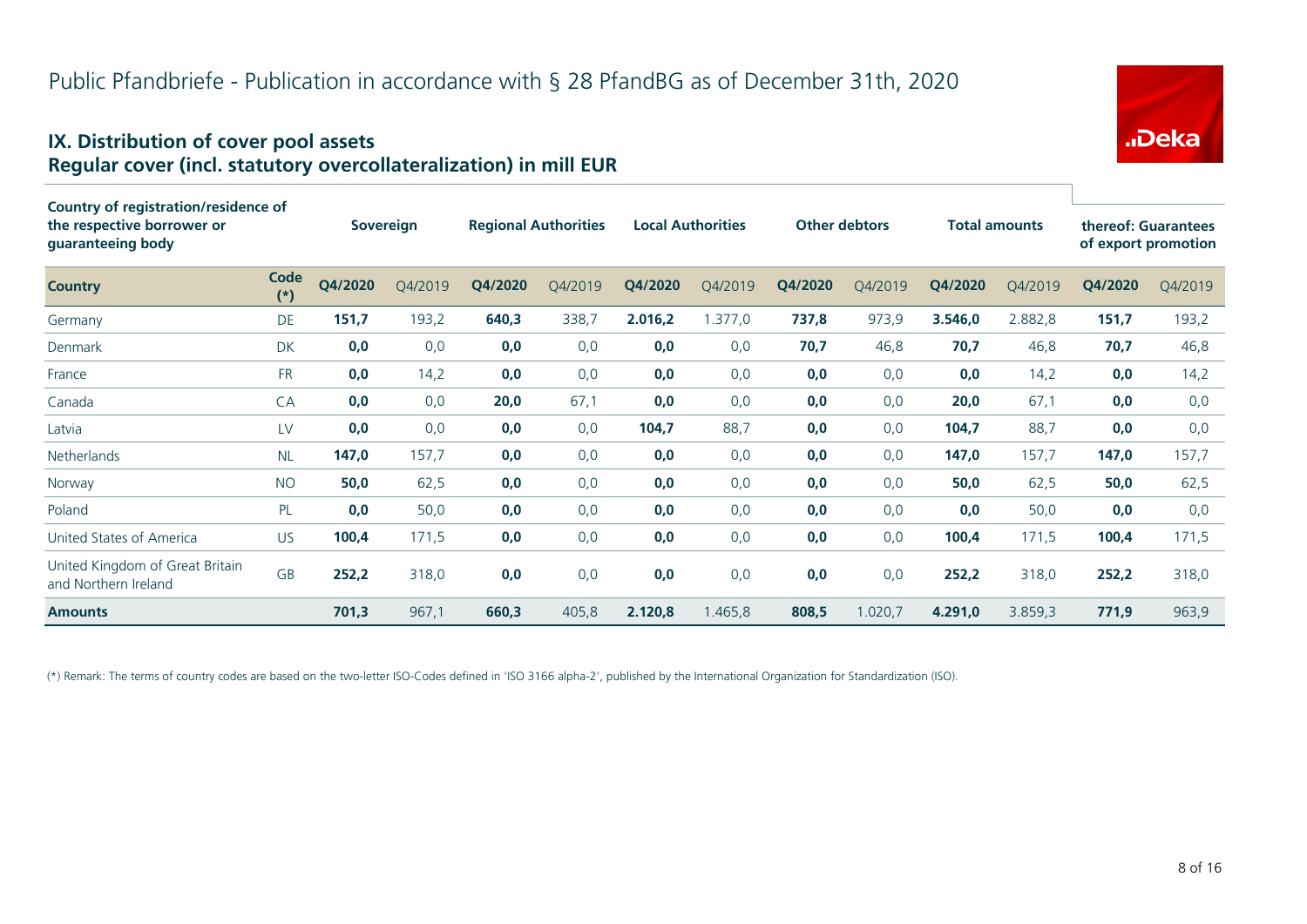# Public Pfandbriefe - Publication in accordance with § 28 PfandBG as of December 31th, 2020

## IX. Distribution of cover pool assets
## Regular cover (incl. statutory overcollateralization) in mill EUR

| Country of registration/residence of the respective borrower or guaranteeing body | | Sovereign | | Regional Authorities | | Local Authorities | | Other debtors | | Total amounts | | thereof: Guarantees of export promotion | |
|---|---|---|---|---|---|---|---|---|---|---|---|---|---|
| **Country** | **Code (*)** | **Q4/2020** | Q4/2019 | **Q4/2020** | Q4/2019 | **Q4/2020** | Q4/2019 | **Q4/2020** | Q4/2019 | **Q4/2020** | Q4/2019 | **Q4/2020** | Q4/2019 |
| Germany | DE | **151,7** | 193,2 | **640,3** | 338,7 | **2.016,2** | 1.377,0 | **737,8** | 973,9 | **3.546,0** | 2.882,8 | **151,7** | 193,2 |
| Denmark | DK | **0,0** | 0,0 | **0,0** | 0,0 | **0,0** | 0,0 | **70,7** | 46,8 | **70,7** | 46,8 | **70,7** | 46,8 |
| France | FR | **0,0** | 14,2 | **0,0** | 0,0 | **0,0** | 0,0 | **0,0** | 0,0 | **0,0** | 14,2 | **0,0** | 14,2 |
| Canada | CA | **0,0** | 0,0 | **20,0** | 67,1 | **0,0** | 0,0 | **0,0** | 0,0 | **20,0** | 67,1 | **0,0** | 0,0 |
| Latvia | LV | **0,0** | 0,0 | **0,0** | 0,0 | **104,7** | 88,7 | **0,0** | 0,0 | **104,7** | 88,7 | **0,0** | 0,0 |
| Netherlands | NL | **147,0** | 157,7 | **0,0** | 0,0 | **0,0** | 0,0 | **0,0** | 0,0 | **147,0** | 157,7 | **147,0** | 157,7 |
| Norway | NO | **50,0** | 62,5 | **0,0** | 0,0 | **0,0** | 0,0 | **0,0** | 0,0 | **50,0** | 62,5 | **50,0** | 62,5 |
| Poland | PL | **0,0** | 50,0 | **0,0** | 0,0 | **0,0** | 0,0 | **0,0** | 0,0 | **0,0** | 50,0 | **0,0** | 0,0 |
| United States of America | US | **100,4** | 171,5 | **0,0** | 0,0 | **0,0** | 0,0 | **0,0** | 0,0 | **100,4** | 171,5 | **100,4** | 171,5 |
| United Kingdom of Great Britain and Northern Ireland | GB | **252,2** | 318,0 | **0,0** | 0,0 | **0,0** | 0,0 | **0,0** | 0,0 | **252,2** | 318,0 | **252,2** | 318,0 |
| **Amounts** | | **701,3** | 967,1 | **660,3** | 405,8 | **2.120,8** | 1.465,8 | **808,5** | 1.020,7 | **4.291,0** | 3.859,3 | **771,9** | 963,9 |

(*) Remark: The terms of country codes are based on the two-letter ISO-Codes defined in 'ISO 3166 alpha-2', published by the International Organization for Standardization (ISO).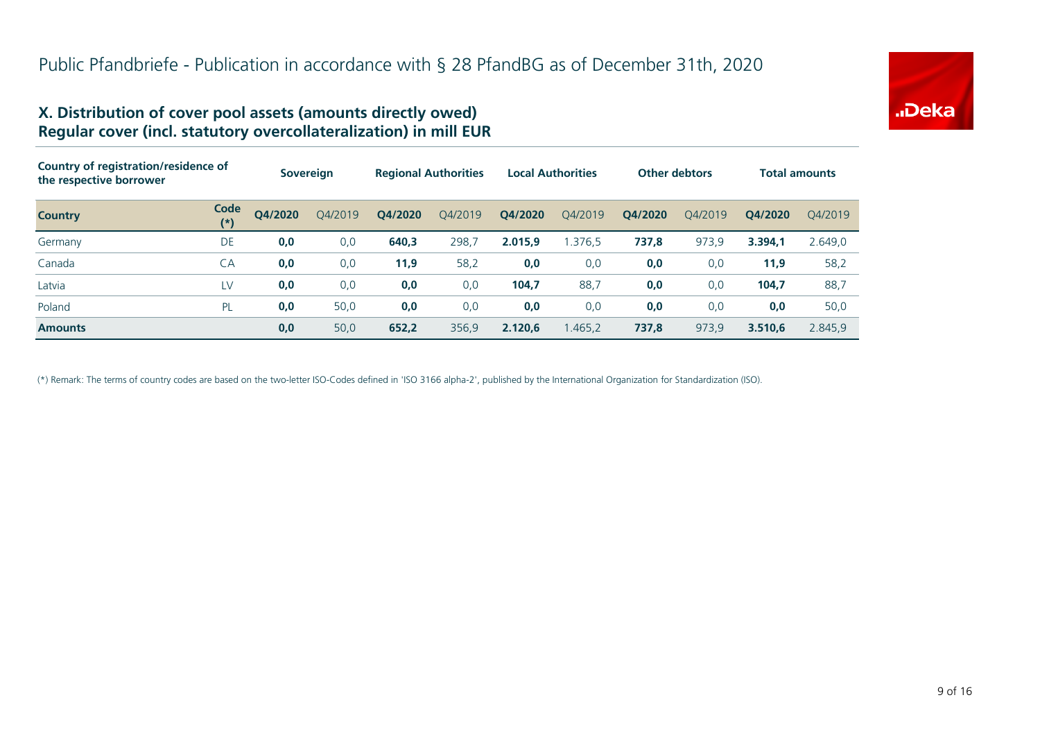# Public Pfandbriefe - Publication in accordance with § 28 PfandBG as of December 31th, 2020

## X. Distribution of cover pool assets (amounts directly owed)
## Regular cover (incl. statutory overcollateralization) in mill EUR

| Country of registration/residence of the respective borrower | | Sovereign | | Regional Authorities | | Local Authorities | | Other debtors | | Total amounts | |
|---|---|---|---|---|---|---|---|---|---|---|---|
| **Country** | **Code (*)** | **Q4/2020** | Q4/2019 | **Q4/2020** | Q4/2019 | **Q4/2020** | Q4/2019 | **Q4/2020** | Q4/2019 | **Q4/2020** | Q4/2019 |
| Germany | DE | **0,0** | 0,0 | **640,3** | 298,7 | **2.015,9** | 1.376,5 | **737,8** | 973,9 | **3.394,1** | 2.649,0 |
| Canada | CA | **0,0** | 0,0 | **11,9** | 58,2 | **0,0** | 0,0 | **0,0** | 0,0 | **11,9** | 58,2 |
| Latvia | LV | **0,0** | 0,0 | **0,0** | 0,0 | **104,7** | 88,7 | **0,0** | 0,0 | **104,7** | 88,7 |
| Poland | PL | **0,0** | 50,0 | **0,0** | 0,0 | **0,0** | 0,0 | **0,0** | 0,0 | **0,0** | 50,0 |
| **Amounts** | | **0,0** | 50,0 | **652,2** | 356,9 | **2.120,6** | 1.465,2 | **737,8** | 973,9 | **3.510,6** | 2.845,9 |

(*) Remark: The terms of country codes are based on the two-letter ISO-Codes defined in 'ISO 3166 alpha-2', published by the International Organization for Standardization (ISO).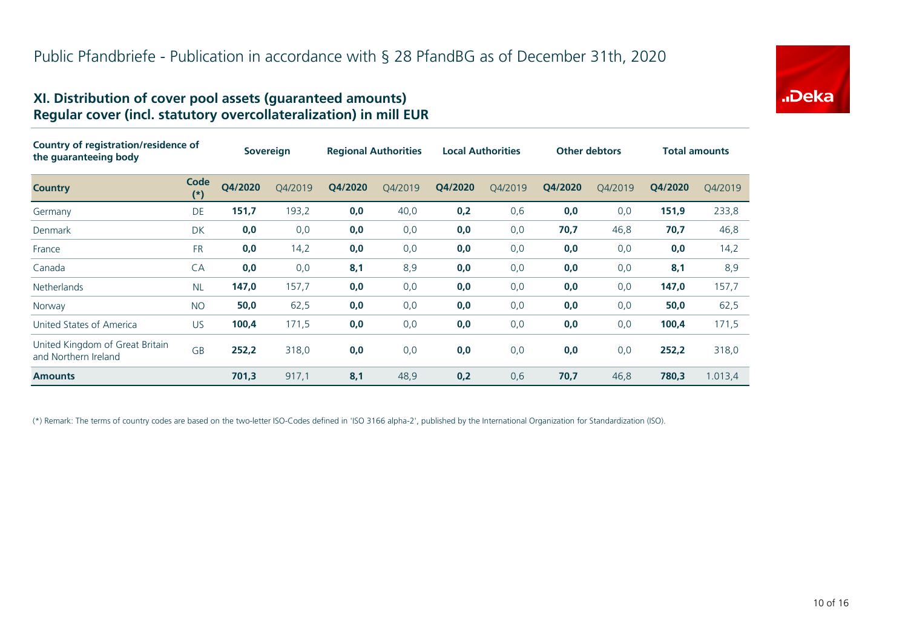# Public Pfandbriefe - Publication in accordance with § 28 PfandBG as of December 31th, 2020

## XI. Distribution of cover pool assets (guaranteed amounts)
## Regular cover (incl. statutory overcollateralization) in mill EUR

| Country of registration/residence of the guaranteeing body | | Sovereign | | Regional Authorities | | Local Authorities | | Other debtors | | Total amounts | |
|---|---|---|---|---|---|---|---|---|---|---|---|
| **Country** | **Code (*)** | **Q4/2020** | Q4/2019 | **Q4/2020** | Q4/2019 | **Q4/2020** | Q4/2019 | **Q4/2020** | Q4/2019 | **Q4/2020** | Q4/2019 |
| Germany | DE | **151,7** | 193,2 | **0,0** | 40,0 | **0,2** | 0,6 | **0,0** | 0,0 | **151,9** | 233,8 |
| Denmark | DK | **0,0** | 0,0 | **0,0** | 0,0 | **0,0** | 0,0 | **70,7** | 46,8 | **70,7** | 46,8 |
| France | FR | **0,0** | 14,2 | **0,0** | 0,0 | **0,0** | 0,0 | **0,0** | 0,0 | **0,0** | 14,2 |
| Canada | CA | **0,0** | 0,0 | **8,1** | 8,9 | **0,0** | 0,0 | **0,0** | 0,0 | **8,1** | 8,9 |
| Netherlands | NL | **147,0** | 157,7 | **0,0** | 0,0 | **0,0** | 0,0 | **0,0** | 0,0 | **147,0** | 157,7 |
| Norway | NO | **50,0** | 62,5 | **0,0** | 0,0 | **0,0** | 0,0 | **0,0** | 0,0 | **50,0** | 62,5 |
| United States of America | US | **100,4** | 171,5 | **0,0** | 0,0 | **0,0** | 0,0 | **0,0** | 0,0 | **100,4** | 171,5 |
| United Kingdom of Great Britain and Northern Ireland | GB | **252,2** | 318,0 | **0,0** | 0,0 | **0,0** | 0,0 | **0,0** | 0,0 | **252,2** | 318,0 |
| **Amounts** | | **701,3** | 917,1 | **8,1** | 48,9 | **0,2** | 0,6 | **70,7** | 46,8 | **780,3** | 1.013,4 |

(*) Remark: The terms of country codes are based on the two-letter ISO-Codes defined in 'ISO 3166 alpha-2', published by the International Organization for Standardization (ISO).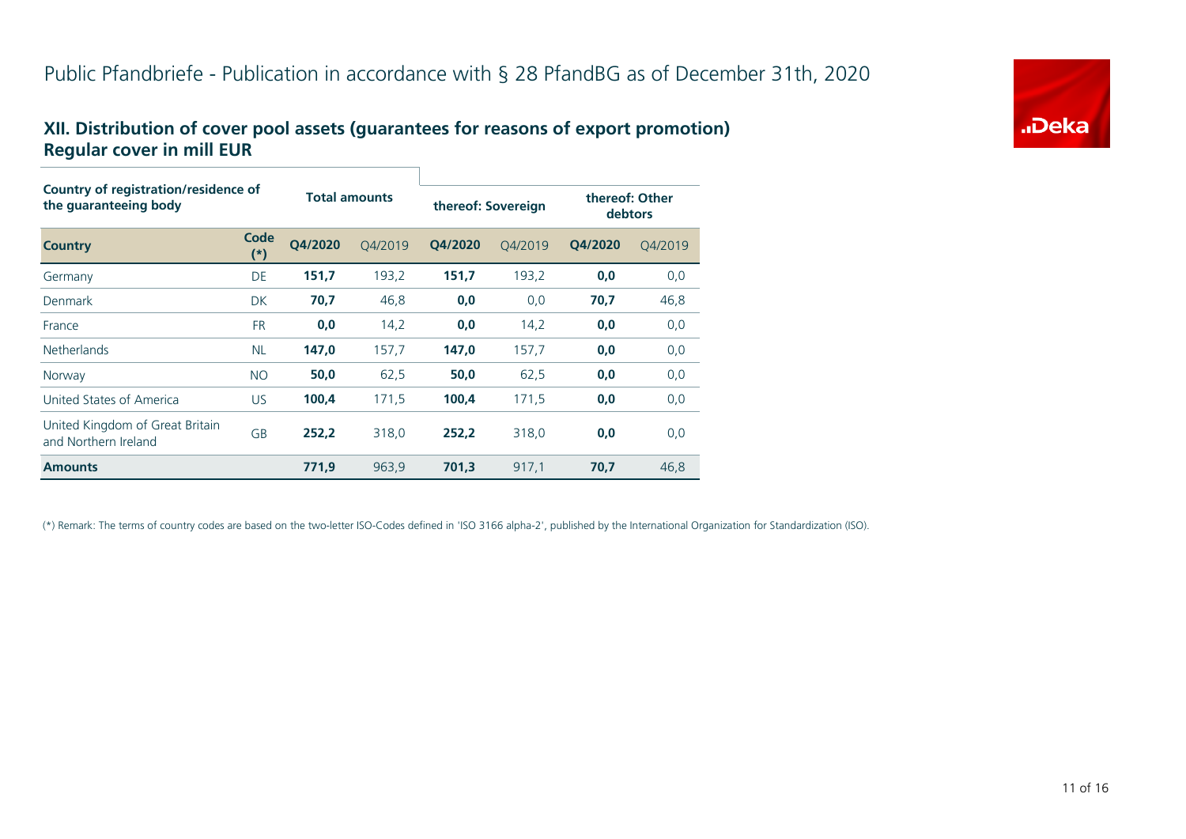# Public Pfandbriefe - Publication in accordance with § 28 PfandBG as of December 31th, 2020

## XII. Distribution of cover pool assets (guarantees for reasons of export promotion)
## Regular cover in mill EUR

| Country of registration/residence of the guaranteeing body | | Total amounts | | thereof: Sovereign | | thereof: Other debtors | |
|---|---|---|---|---|---|---|---|
| **Country** | **Code (*)** | **Q4/2020** | Q4/2019 | **Q4/2020** | Q4/2019 | **Q4/2020** | Q4/2019 |
| Germany | DE | **151,7** | 193,2 | **151,7** | 193,2 | **0,0** | 0,0 |
| Denmark | DK | **70,7** | 46,8 | **0,0** | 0,0 | **70,7** | 46,8 |
| France | FR | **0,0** | 14,2 | **0,0** | 14,2 | **0,0** | 0,0 |
| Netherlands | NL | **147,0** | 157,7 | **147,0** | 157,7 | **0,0** | 0,0 |
| Norway | NO | **50,0** | 62,5 | **50,0** | 62,5 | **0,0** | 0,0 |
| United States of America | US | **100,4** | 171,5 | **100,4** | 171,5 | **0,0** | 0,0 |
| United Kingdom of Great Britain and Northern Ireland | GB | **252,2** | 318,0 | **252,2** | 318,0 | **0,0** | 0,0 |
| **Amounts** | | **771,9** | 963,9 | **701,3** | 917,1 | **70,7** | 46,8 |

(*) Remark: The terms of country codes are based on the two-letter ISO-Codes defined in 'ISO 3166 alpha-2', published by the International Organization for Standardization (ISO).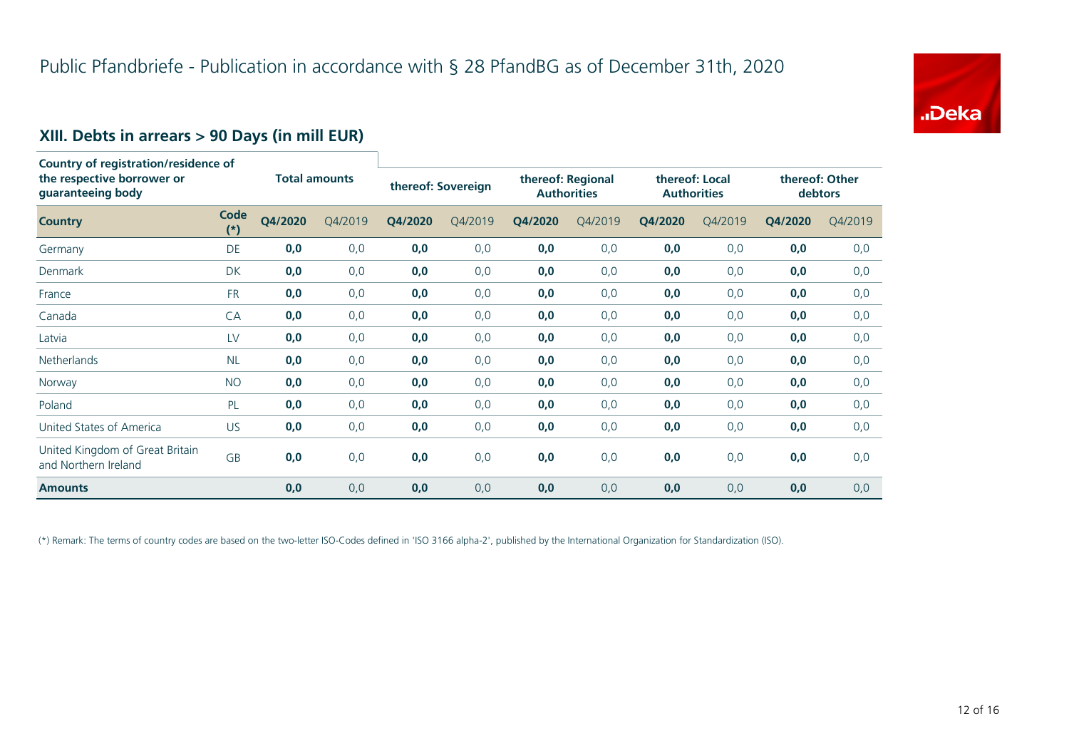# Public Pfandbriefe - Publication in accordance with § 28 PfandBG as of December 31th, 2020

## XIII. Debts in arrears > 90 Days (in mill EUR)

| Country of registration/residence of the respective borrower or guaranteeing body | | Total amounts | | thereof: Sovereign | | thereof: Regional Authorities | | thereof: Local Authorities | | thereof: Other debtors | |
|---|---|---|---|---|---|---|---|---|---|---|---|
| **Country** | **Code (*)** | **Q4/2020** | Q4/2019 | **Q4/2020** | Q4/2019 | **Q4/2020** | Q4/2019 | **Q4/2020** | Q4/2019 | **Q4/2020** | Q4/2019 |
| Germany | DE | **0,0** | 0,0 | **0,0** | 0,0 | **0,0** | 0,0 | **0,0** | 0,0 | **0,0** | 0,0 |
| Denmark | DK | **0,0** | 0,0 | **0,0** | 0,0 | **0,0** | 0,0 | **0,0** | 0,0 | **0,0** | 0,0 |
| France | FR | **0,0** | 0,0 | **0,0** | 0,0 | **0,0** | 0,0 | **0,0** | 0,0 | **0,0** | 0,0 |
| Canada | CA | **0,0** | 0,0 | **0,0** | 0,0 | **0,0** | 0,0 | **0,0** | 0,0 | **0,0** | 0,0 |
| Latvia | LV | **0,0** | 0,0 | **0,0** | 0,0 | **0,0** | 0,0 | **0,0** | 0,0 | **0,0** | 0,0 |
| Netherlands | NL | **0,0** | 0,0 | **0,0** | 0,0 | **0,0** | 0,0 | **0,0** | 0,0 | **0,0** | 0,0 |
| Norway | NO | **0,0** | 0,0 | **0,0** | 0,0 | **0,0** | 0,0 | **0,0** | 0,0 | **0,0** | 0,0 |
| Poland | PL | **0,0** | 0,0 | **0,0** | 0,0 | **0,0** | 0,0 | **0,0** | 0,0 | **0,0** | 0,0 |
| United States of America | US | **0,0** | 0,0 | **0,0** | 0,0 | **0,0** | 0,0 | **0,0** | 0,0 | **0,0** | 0,0 |
| United Kingdom of Great Britain and Northern Ireland | GB | **0,0** | 0,0 | **0,0** | 0,0 | **0,0** | 0,0 | **0,0** | 0,0 | **0,0** | 0,0 |
| **Amounts** | | **0,0** | 0,0 | **0,0** | 0,0 | **0,0** | 0,0 | **0,0** | 0,0 | **0,0** | 0,0 |

(*) Remark: The terms of country codes are based on the two-letter ISO-Codes defined in 'ISO 3166 alpha-2', published by the International Organization for Standardization (ISO).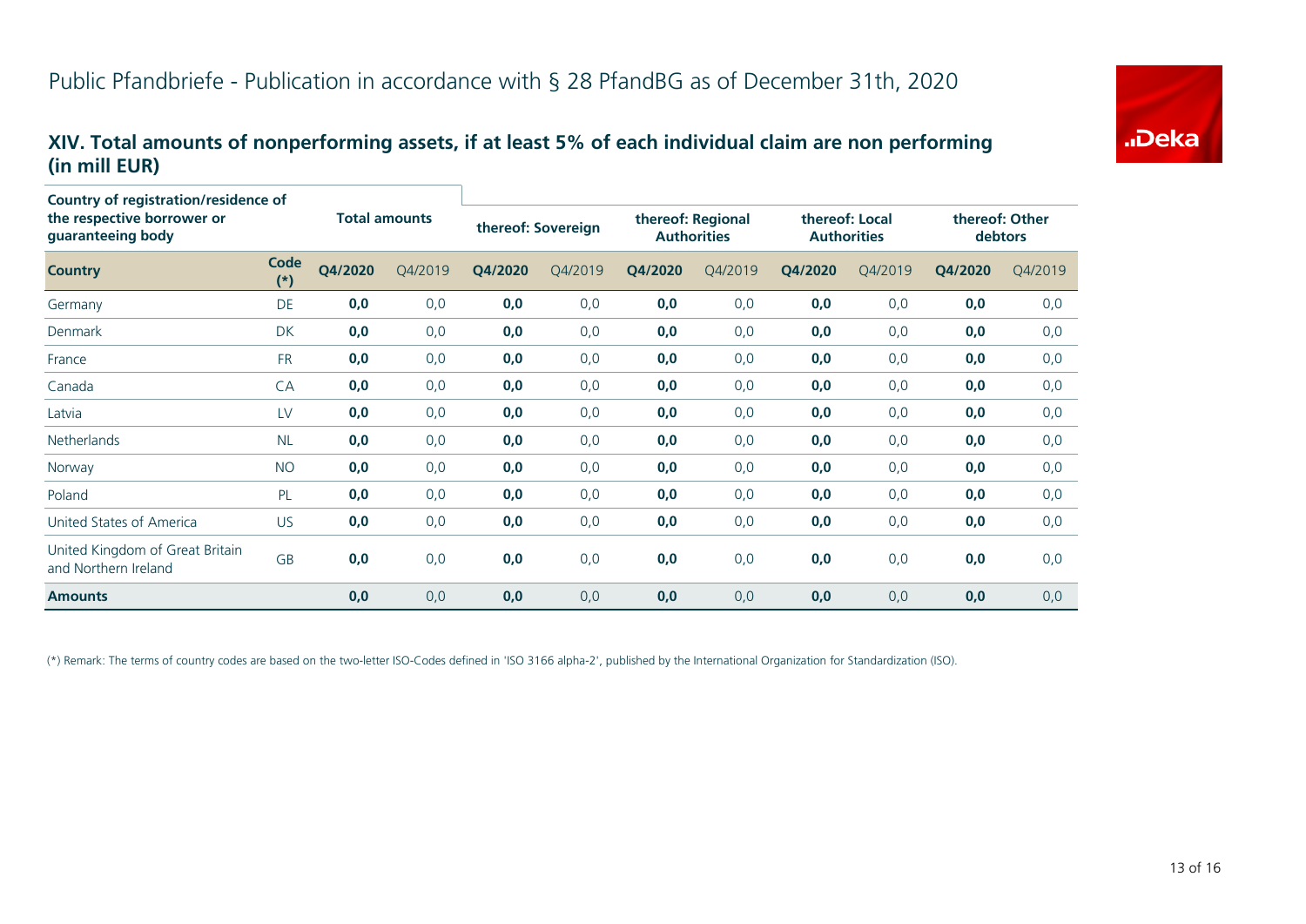# Public Pfandbriefe - Publication in accordance with § 28 PfandBG as of December 31th, 2020

## XIV. Total amounts of nonperforming assets, if at least 5% of each individual claim are non performing (in mill EUR)

| Country of registration/residence of the respective borrower or guaranteeing body | | Total amounts | | thereof: Sovereign | | thereof: Regional Authorities | | thereof: Local Authorities | | thereof: Other debtors | |
|---|---|---|---|---|---|---|---|---|---|---|---|
| **Country** | **Code (*)** | **Q4/2020** | Q4/2019 | **Q4/2020** | Q4/2019 | **Q4/2020** | Q4/2019 | **Q4/2020** | Q4/2019 | **Q4/2020** | Q4/2019 |
| Germany | DE | **0,0** | 0,0 | **0,0** | 0,0 | **0,0** | 0,0 | **0,0** | 0,0 | **0,0** | 0,0 |
| Denmark | DK | **0,0** | 0,0 | **0,0** | 0,0 | **0,0** | 0,0 | **0,0** | 0,0 | **0,0** | 0,0 |
| France | FR | **0,0** | 0,0 | **0,0** | 0,0 | **0,0** | 0,0 | **0,0** | 0,0 | **0,0** | 0,0 |
| Canada | CA | **0,0** | 0,0 | **0,0** | 0,0 | **0,0** | 0,0 | **0,0** | 0,0 | **0,0** | 0,0 |
| Latvia | LV | **0,0** | 0,0 | **0,0** | 0,0 | **0,0** | 0,0 | **0,0** | 0,0 | **0,0** | 0,0 |
| Netherlands | NL | **0,0** | 0,0 | **0,0** | 0,0 | **0,0** | 0,0 | **0,0** | 0,0 | **0,0** | 0,0 |
| Norway | NO | **0,0** | 0,0 | **0,0** | 0,0 | **0,0** | 0,0 | **0,0** | 0,0 | **0,0** | 0,0 |
| Poland | PL | **0,0** | 0,0 | **0,0** | 0,0 | **0,0** | 0,0 | **0,0** | 0,0 | **0,0** | 0,0 |
| United States of America | US | **0,0** | 0,0 | **0,0** | 0,0 | **0,0** | 0,0 | **0,0** | 0,0 | **0,0** | 0,0 |
| United Kingdom of Great Britain and Northern Ireland | GB | **0,0** | 0,0 | **0,0** | 0,0 | **0,0** | 0,0 | **0,0** | 0,0 | **0,0** | 0,0 |
| **Amounts** | | **0,0** | 0,0 | **0,0** | 0,0 | **0,0** | 0,0 | **0,0** | 0,0 | **0,0** | 0,0 |

(*) Remark: The terms of country codes are based on the two-letter ISO-Codes defined in 'ISO 3166 alpha-2', published by the International Organization for Standardization (ISO).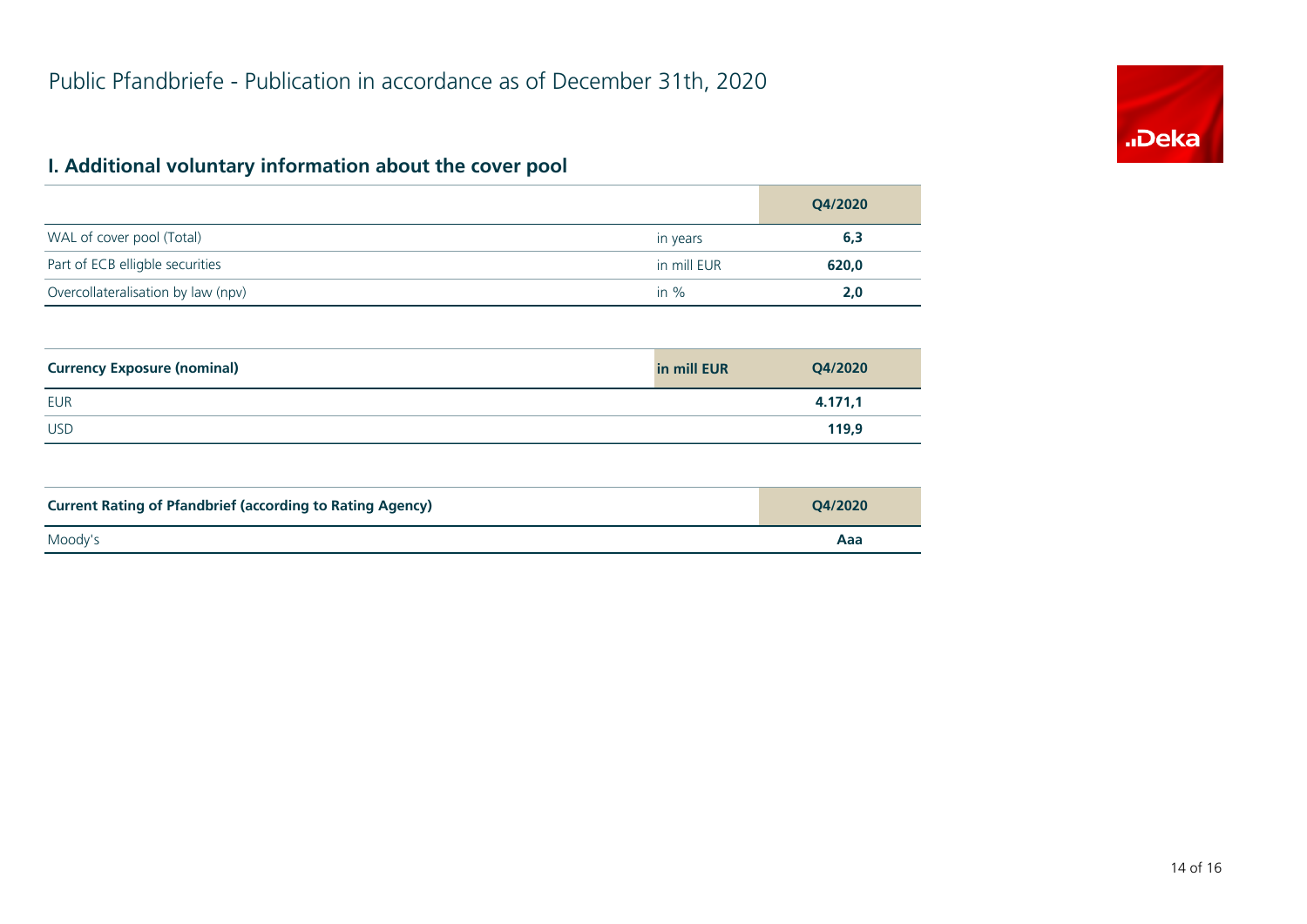# Public Pfandbriefe - Publication in accordance as of December 31th, 2020

## I. Additional voluntary information about the cover pool

| | | Q4/2020 |
|---|---|---|
| WAL of cover pool (Total) | in years | **6,3** |
| Part of ECB elligble securities | in mill EUR | **620,0** |
| Overcollateralisation by law (npv) | in % | **2,0** |

| **Currency Exposure (nominal)** | **in mill EUR** | **Q4/2020** |
|---|---|---|
| EUR | | **4.171,1** |
| USD | | **119,9** |

| **Current Rating of Pfandbrief (according to Rating Agency)** | **Q4/2020** |
|---|---|
| Moody's | **Aaa** |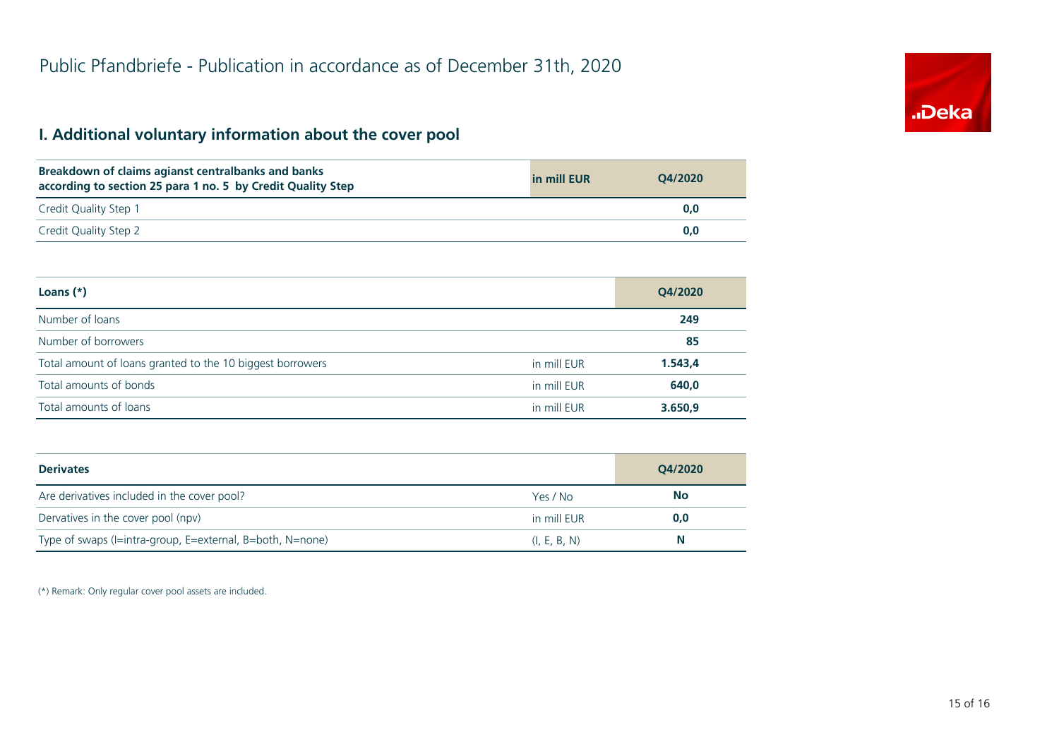# Public Pfandbriefe - Publication in accordance as of December 31th, 2020

## I. Additional voluntary information about the cover pool

| Breakdown of claims agianst centralbanks and banks according to section 25 para 1 no. 5 by Credit Quality Step | in mill EUR | Q4/2020 |
|---|---|---|
| Credit Quality Step 1 | | 0,0 |
| Credit Quality Step 2 | | 0,0 |

| Loans (*) | | Q4/2020 |
|---|---|---|
| Number of loans | | 249 |
| Number of borrowers | | 85 |
| Total amount of loans granted to the 10 biggest borrowers | in mill EUR | 1.543,4 |
| Total amounts of bonds | in mill EUR | 640,0 |
| Total amounts of loans | in mill EUR | 3.650,9 |

| Derivates | | Q4/2020 |
|---|---|---|
| Are derivatives included in the cover pool? | Yes / No | No |
| Dervatives in the cover pool (npv) | in mill EUR | 0,0 |
| Type of swaps (I=intra-group, E=external, B=both, N=none) | (I, E, B, N) | N |

(*) Remark: Only regular cover pool assets are included.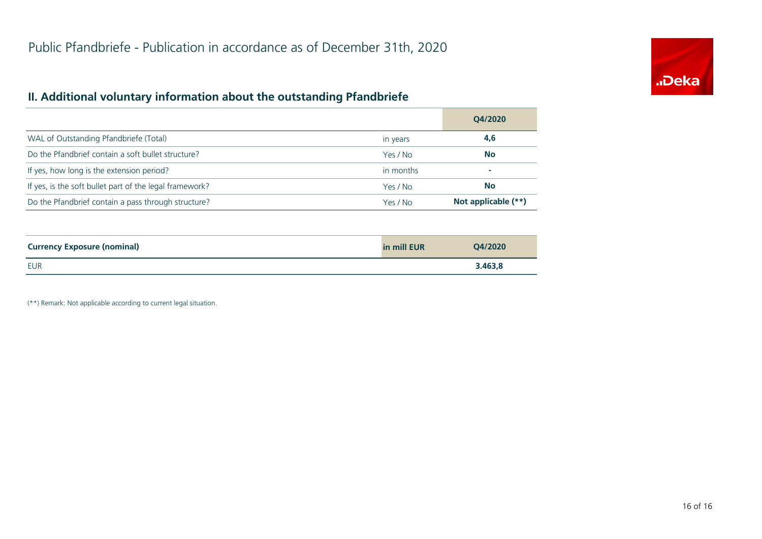# Public Pfandbriefe - Publication in accordance as of December 31th, 2020

## II. Additional voluntary information about the outstanding Pfandbriefe

| | | Q4/2020 |
|---|---|---|
| WAL of Outstanding Pfandbriefe (Total) | in years | **4,6** |
| Do the Pfandbrief contain a soft bullet structure? | Yes / No | **No** |
| If yes, how long is the extension period? | in months | **-** |
| If yes, is the soft bullet part of the legal framework? | Yes / No | **No** |
| Do the Pfandbrief contain a pass through structure? | Yes / No | **Not applicable (**)** |

| **Currency Exposure (nominal)** | **in mill EUR** | **Q4/2020** |
|---|---|---|
| EUR | | **3.463,8** |

(**) Remark: Not applicable according to current legal situation.